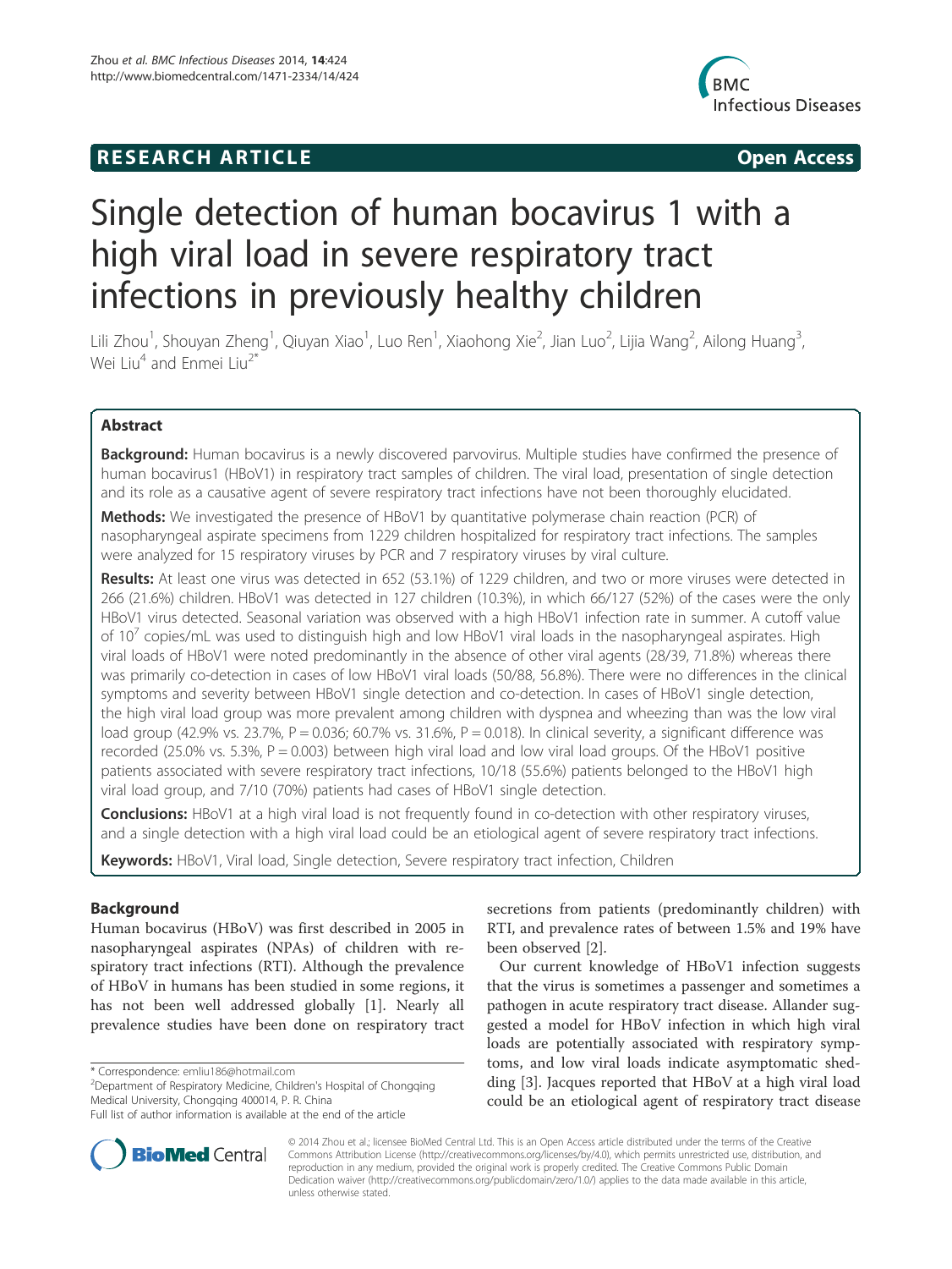**RESEARCH ARTICLE** **Open Access**

# Single detection of human bocavirus 1 with a high viral load in severe respiratory tract infections in previously healthy children

Lili Zhou[1], Shouyan Zheng[1], Qiuyan Xiao[1], Luo Ren[1], Xiaohong Xie[2], Jian Luo[2], Lijia Wang[2], Ailong Huang[3], Wei Liu[4] and Enmei Liu[2*]

## Abstract

**Background:** Human bocavirus is a newly discovered parvovirus. Multiple studies have confirmed the presence of human bocavirus1 (HBoV1) in respiratory tract samples of children. The viral load, presentation of single detection and its role as a causative agent of severe respiratory tract infections have not been thoroughly elucidated.

**Methods:** We investigated the presence of HBoV1 by quantitative polymerase chain reaction (PCR) of nasopharyngeal aspirate specimens from 1229 children hospitalized for respiratory tract infections. The samples were analyzed for 15 respiratory viruses by PCR and 7 respiratory viruses by viral culture.

**Results:** At least one virus was detected in 652 (53.1%) of 1229 children, and two or more viruses were detected in 266 (21.6%) children. HBoV1 was detected in 127 children (10.3%), in which 66/127 (52%) of the cases were the only HBoV1 virus detected. Seasonal variation was observed with a high HBoV1 infection rate in summer. A cutoff value of $10^7$ copies/mL was used to distinguish high and low HBoV1 viral loads in the nasopharyngeal aspirates. High viral loads of HBoV1 were noted predominantly in the absence of other viral agents (28/39, 71.8%) whereas there was primarily co-detection in cases of low HBoV1 viral loads (50/88, 56.8%). There were no differences in the clinical symptoms and severity between HBoV1 single detection and co-detection. In cases of HBoV1 single detection, the high viral load group was more prevalent among children with dyspnea and wheezing than was the low viral load group (42.9% vs. 23.7%, $P = 0.036$; 60.7% vs. 31.6%, $P = 0.018$). In clinical severity, a significant difference was recorded (25.0% vs. 5.3%, $P = 0.003$) between high viral load and low viral load groups. Of the HBoV1 positive patients associated with severe respiratory tract infections, 10/18 (55.6%) patients belonged to the HBoV1 high viral load group, and 7/10 (70%) patients had cases of HBoV1 single detection.

**Conclusions:** HBoV1 at a high viral load is not frequently found in co-detection with other respiratory viruses, and a single detection with a high viral load could be an etiological agent of severe respiratory tract infections.

**Keywords:** HBoV1, Viral load, Single detection, Severe respiratory tract infection, Children

## Background

Human bocavirus (HBoV) was first described in 2005 in nasopharyngeal aspirates (NPAs) of children with respiratory tract infections (RTI). Although the prevalence of HBoV in humans has been studied in some regions, it has not been well addressed globally [1]. Nearly all prevalence studies have been done on respiratory tract secretions from patients (predominantly children) with RTI, and prevalence rates of between 1.5% and 19% have been observed [2].

Our current knowledge of HBoV1 infection suggests that the virus is sometimes a passenger and sometimes a pathogen in acute respiratory tract disease. Allander suggested a model for HBoV infection in which high viral loads are potentially associated with respiratory symptoms, and low viral loads indicate asymptomatic shedding [3]. Jacques reported that HBoV at a high viral load could be an etiological agent of respiratory tract disease

\* Correspondence: emliu186@hotmail.com
[2]Department of Respiratory Medicine, Children's Hospital of Chongqing Medical University, Chongqing 400014, P. R. China
Full list of author information is available at the end of the article

© 2014 Zhou et al.; licensee BioMed Central Ltd. This is an Open Access article distributed under the terms of the Creative Commons Attribution License (http://creativecommons.org/licenses/by/4.0), which permits unrestricted use, distribution, and reproduction in any medium, provided the original work is properly credited. The Creative Commons Public Domain Dedication waiver (http://creativecommons.org/publicdomain/zero/1.0/) applies to the data made available in this article, unless otherwise stated.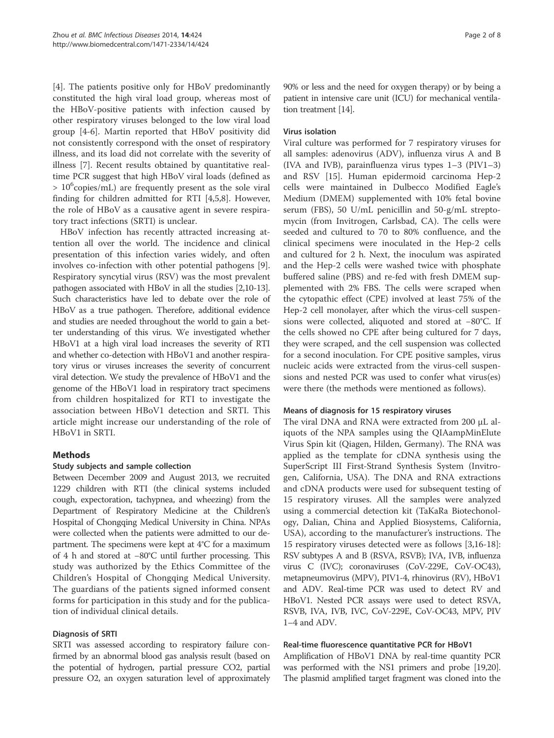[4]. The patients positive only for HBoV predominantly constituted the high viral load group, whereas most of the HBoV-positive patients with infection caused by other respiratory viruses belonged to the low viral load group [4-6]. Martin reported that HBoV positivity did not consistently correspond with the onset of respiratory illness, and its load did not correlate with the severity of illness [7]. Recent results obtained by quantitative real-time PCR suggest that high HBoV viral loads (defined as $> 10^6$copies/mL) are frequently present as the sole viral finding for children admitted for RTI [4,5,8]. However, the role of HBoV as a causative agent in severe respiratory tract infections (SRTI) is unclear.

HBoV infection has recently attracted increasing attention all over the world. The incidence and clinical presentation of this infection varies widely, and often involves co-infection with other potential pathogens [9]. Respiratory syncytial virus (RSV) was the most prevalent pathogen associated with HBoV in all the studies [2,10-13]. Such characteristics have led to debate over the role of HBoV as a true pathogen. Therefore, additional evidence and studies are needed throughout the world to gain a better understanding of this virus. We investigated whether HBoV1 at a high viral load increases the severity of RTI and whether co-detection with HBoV1 and another respiratory virus or viruses increases the severity of concurrent viral detection. We study the prevalence of HBoV1 and the genome of the HBoV1 load in respiratory tract specimens from children hospitalized for RTI to investigate the association between HBoV1 detection and SRTI. This article might increase our understanding of the role of HBoV1 in SRTI.

## Methods

### Study subjects and sample collection

Between December 2009 and August 2013, we recruited 1229 children with RTI (the clinical systems included cough, expectoration, tachypnea, and wheezing) from the Department of Respiratory Medicine at the Children's Hospital of Chongqing Medical University in China. NPAs were collected when the patients were admitted to our department. The specimens were kept at 4°C for a maximum of 4 h and stored at −80°C until further processing. This study was authorized by the Ethics Committee of the Children's Hospital of Chongqing Medical University. The guardians of the patients signed informed consent forms for participation in this study and for the publication of individual clinical details.

### Diagnosis of SRTI

SRTI was assessed according to respiratory failure confirmed by an abnormal blood gas analysis result (based on the potential of hydrogen, partial pressure CO2, partial pressure O2, an oxygen saturation level of approximately 90% or less and the need for oxygen therapy) or by being a patient in intensive care unit (ICU) for mechanical ventilation treatment [14].

### Virus isolation

Viral culture was performed for 7 respiratory viruses for all samples: adenovirus (ADV), influenza virus A and B (IVA and IVB), parainfluenza virus types 1–3 (PIV1–3) and RSV [15]. Human epidermoid carcinoma Hep-2 cells were maintained in Dulbecco Modified Eagle's Medium (DMEM) supplemented with 10% fetal bovine serum (FBS), 50 U/mL penicillin and 50-g/mL streptomycin (from Invitrogen, Carlsbad, CA). The cells were seeded and cultured to 70 to 80% confluence, and the clinical specimens were inoculated in the Hep-2 cells and cultured for 2 h. Next, the inoculum was aspirated and the Hep-2 cells were washed twice with phosphate buffered saline (PBS) and re-fed with fresh DMEM supplemented with 2% FBS. The cells were scraped when the cytopathic effect (CPE) involved at least 75% of the Hep-2 cell monolayer, after which the virus-cell suspensions were collected, aliquoted and stored at −80°C. If the cells showed no CPE after being cultured for 7 days, they were scraped, and the cell suspension was collected for a second inoculation. For CPE positive samples, virus nucleic acids were extracted from the virus-cell suspensions and nested PCR was used to confer what virus(es) were there (the methods were mentioned as follows).

### Means of diagnosis for 15 respiratory viruses

The viral DNA and RNA were extracted from 200 μL aliquots of the NPA samples using the QIAampMinElute Virus Spin kit (Qiagen, Hilden, Germany). The RNA was applied as the template for cDNA synthesis using the SuperScript III First-Strand Synthesis System (Invitrogen, California, USA). The DNA and RNA extractions and cDNA products were used for subsequent testing of 15 respiratory viruses. All the samples were analyzed using a commercial detection kit (TaKaRa Biotechonology, Dalian, China and Applied Biosystems, California, USA), according to the manufacturer's instructions. The 15 respiratory viruses detected were as follows [3,16-18]: RSV subtypes A and B (RSVA, RSVB); IVA, IVB, influenza virus C (IVC); coronaviruses (CoV-229E, CoV-OC43), metapneumovirus (MPV), PIV1-4, rhinovirus (RV), HBoV1 and ADV. Real-time PCR was used to detect RV and HBoV1. Nested PCR assays were used to detect RSVA, RSVB, IVA, IVB, IVC, CoV-229E, CoV-OC43, MPV, PIV 1–4 and ADV.

### Real-time fluorescence quantitative PCR for HBoV1

Amplification of HBoV1 DNA by real-time quantity PCR was performed with the NS1 primers and probe [19,20]. The plasmid amplified target fragment was cloned into the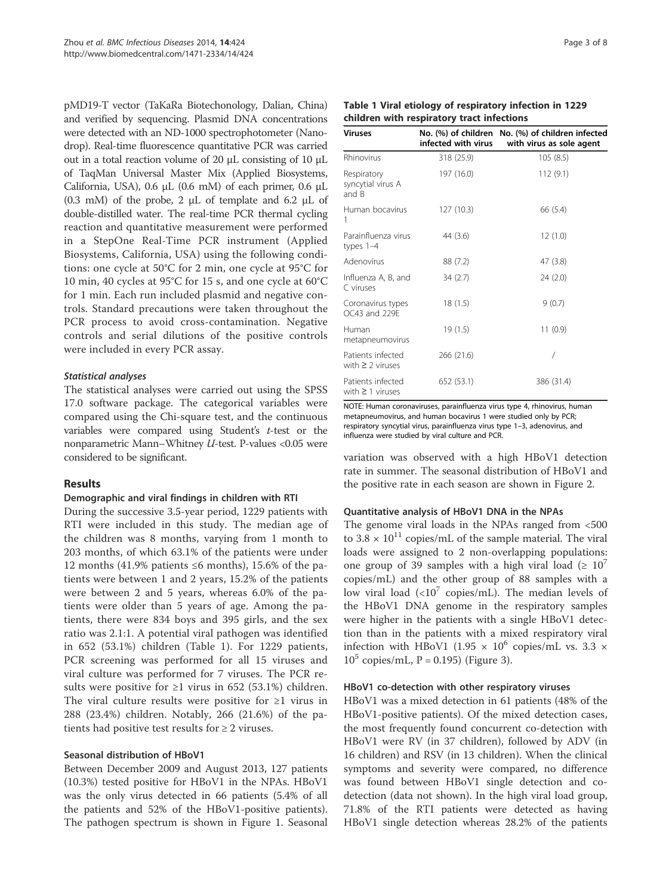pMD19-T vector (TaKaRa Biotechonology, Dalian, China) and verified by sequencing. Plasmid DNA concentrations were detected with an ND-1000 spectrophotometer (Nanodrop). Real-time fluorescence quantitative PCR was carried out in a total reaction volume of 20 μL consisting of 10 μL of TaqMan Universal Master Mix (Applied Biosystems, California, USA), 0.6 μL (0.6 mM) of each primer, 0.6 μL (0.3 mM) of the probe, 2 μL of template and 6.2 μL of double-distilled water. The real-time PCR thermal cycling reaction and quantitative measurement were performed in a StepOne Real-Time PCR instrument (Applied Biosystems, California, USA) using the following conditions: one cycle at 50°C for 2 min, one cycle at 95°C for 10 min, 40 cycles at 95°C for 15 s, and one cycle at 60°C for 1 min. Each run included plasmid and negative controls. Standard precautions were taken throughout the PCR process to avoid cross-contamination. Negative controls and serial dilutions of the positive controls were included in every PCR assay.

#### *Statistical analyses*

The statistical analyses were carried out using the SPSS 17.0 software package. The categorical variables were compared using the Chi-square test, and the continuous variables were compared using Student's *t*-test or the nonparametric Mann–Whitney *U*-test. P-values <0.05 were considered to be significant.

## Results

### Demographic and viral findings in children with RTI

During the successive 3.5-year period, 1229 patients with RTI were included in this study. The median age of the children was 8 months, varying from 1 month to 203 months, of which 63.1% of the patients were under 12 months (41.9% patients ≤6 months), 15.6% of the patients were between 1 and 2 years, 15.2% of the patients were between 2 and 5 years, whereas 6.0% of the patients were older than 5 years of age. Among the patients, there were 834 boys and 395 girls, and the sex ratio was 2.1:1. A potential viral pathogen was identified in 652 (53.1%) children (Table 1). For 1229 patients, PCR screening was performed for all 15 viruses and viral culture was performed for 7 viruses. The PCR results were positive for ≥1 virus in 652 (53.1%) children. The viral culture results were positive for ≥1 virus in 288 (23.4%) children. Notably, 266 (21.6%) of the patients had positive test results for ≥ 2 viruses.

### Seasonal distribution of HBoV1

Between December 2009 and August 2013, 127 patients (10.3%) tested positive for HBoV1 in the NPAs. HBoV1 was the only virus detected in 66 patients (5.4% of all the patients and 52% of the HBoV1-positive patients). The pathogen spectrum is shown in Figure 1. Seasonal variation was observed with a high HBoV1 detection rate in summer. The seasonal distribution of HBoV1 and the positive rate in each season are shown in Figure 2.

**Table 1 Viral etiology of respiratory infection in 1229 children with respiratory tract infections**

| Viruses | No. (%) of children infected with virus | No. (%) of children infected with virus as sole agent |
|---|---|---|
| Rhinovirus | 318 (25.9) | 105 (8.5) |
| Respiratory syncytial virus A and B | 197 (16.0) | 112 (9.1) |
| Human bocavirus 1 | 127 (10.3) | 66 (5.4) |
| Parainfluenza virus types 1–4 | 44 (3.6) | 12 (1.0) |
| Adenovirus | 88 (7.2) | 47 (3.8) |
| Influenza A, B, and C viruses | 34 (2.7) | 24 (2.0) |
| Coronavirus types OC43 and 229E | 18 (1.5) | 9 (0.7) |
| Human metapneumovirus | 19 (1.5) | 11 (0.9) |
| Patients infected with ≥ 2 viruses | 266 (21.6) | / |
| Patients infected with ≥ 1 viruses | 652 (53.1) | 386 (31.4) |

NOTE: Human coronaviruses, parainfluenza virus type 4, rhinovirus, human metapneumovirus, and human bocavirus 1 were studied only by PCR; respiratory syncytial virus, parainfluenza virus type 1–3, adenovirus, and influenza were studied by viral culture and PCR.

### Quantitative analysis of HBoV1 DNA in the NPAs

The genome viral loads in the NPAs ranged from <500 to $3.8 \times 10^{11}$ copies/mL of the sample material. The viral loads were assigned to 2 non-overlapping populations: one group of 39 samples with a high viral load ($\geq 10^7$ copies/mL) and the other group of 88 samples with a low viral load ($<10^7$ copies/mL). The median levels of the HBoV1 DNA genome in the respiratory samples were higher in the patients with a single HBoV1 detection than in the patients with a mixed respiratory viral infection with HBoV1 ($1.95 \times 10^6$ copies/mL vs. $3.3 \times 10^5$ copies/mL, P = 0.195) (Figure 3).

### HBoV1 co-detection with other respiratory viruses

HBoV1 was a mixed detection in 61 patients (48% of the HBoV1-positive patients). Of the mixed detection cases, the most frequently found concurrent co-detection with HBoV1 were RV (in 37 children), followed by ADV (in 16 children) and RSV (in 13 children). When the clinical symptoms and severity were compared, no difference was found between HBoV1 single detection and co-detection (data not shown). In the high viral load group, 71.8% of the RTI patients were detected as having HBoV1 single detection whereas 28.2% of the patients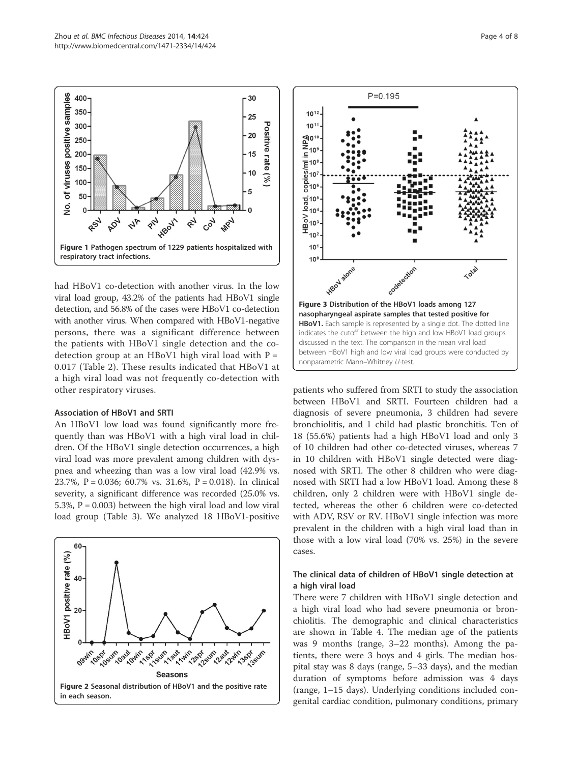had HBoV1 co-detection with another virus. In the low viral load group, 43.2% of the patients had HBoV1 single detection, and 56.8% of the cases were HBoV1 co-detection with another virus. When compared with HBoV1-negative persons, there was a significant difference between the patients with HBoV1 single detection and the co-detection group at an HBoV1 high viral load with $P = 0.017$ (Table 2). These results indicated that HBoV1 at a high viral load was not frequently co-detection with other respiratory viruses.

### Association of HBoV1 and SRTI

An HBoV1 low load was found significantly more frequently than was HBoV1 with a high viral load in children. Of the HBoV1 single detection occurrences, a high viral load was more prevalent among children with dyspnea and wheezing than was a low viral load (42.9% vs. 23.7%, $P = 0.036$; 60.7% vs. 31.6%, $P = 0.018$). In clinical severity, a significant difference was recorded (25.0% vs. 5.3%, $P = 0.003$) between the high viral load and low viral load group (Table 3). We analyzed 18 HBoV1-positive patients who suffered from SRTI to study the association between HBoV1 and SRTI. Fourteen children had a diagnosis of severe pneumonia, 3 children had severe bronchiolitis, and 1 child had plastic bronchitis. Ten of 18 (55.6%) patients had a high HBoV1 load and only 3 of 10 children had other co-detected viruses, whereas 7 in 10 children with HBoV1 single detected were diagnosed with SRTI. The other 8 children who were diagnosed with SRTI had a low HBoV1 load. Among these 8 children, only 2 children were with HBoV1 single detected, whereas the other 6 children were co-detected with ADV, RSV or RV. HBoV1 single infection was more prevalent in the children with a high viral load than in those with a low viral load (70% vs. 25%) in the severe cases.

**Figure 1 Pathogen spectrum of 1229 patients hospitalized with respiratory tract infections.**

**Figure 2 Seasonal distribution of HBoV1 and the positive rate in each season.**

**Figure 3 Distribution of the HBoV1 loads among 127 nasopharyngeal aspirate samples that tested positive for HBoV1.** Each sample is represented by a single dot. The dotted line indicates the cutoff between the high and low HBoV1 load groups discussed in the text. The comparison in the mean viral load between HBoV1 high and low viral load groups were conducted by nonparametric Mann–Whitney *U*-test.

### The clinical data of children of HBoV1 single detection at a high viral load

There were 7 children with HBoV1 single detection and a high viral load who had severe pneumonia or bronchiolitis. The demographic and clinical characteristics are shown in Table 4. The median age of the patients was 9 months (range, 3–22 months). Among the patients, there were 3 boys and 4 girls. The median hospital stay was 8 days (range, 5–33 days), and the median duration of symptoms before admission was 4 days (range, 1–15 days). Underlying conditions included congenital cardiac condition, pulmonary conditions, primary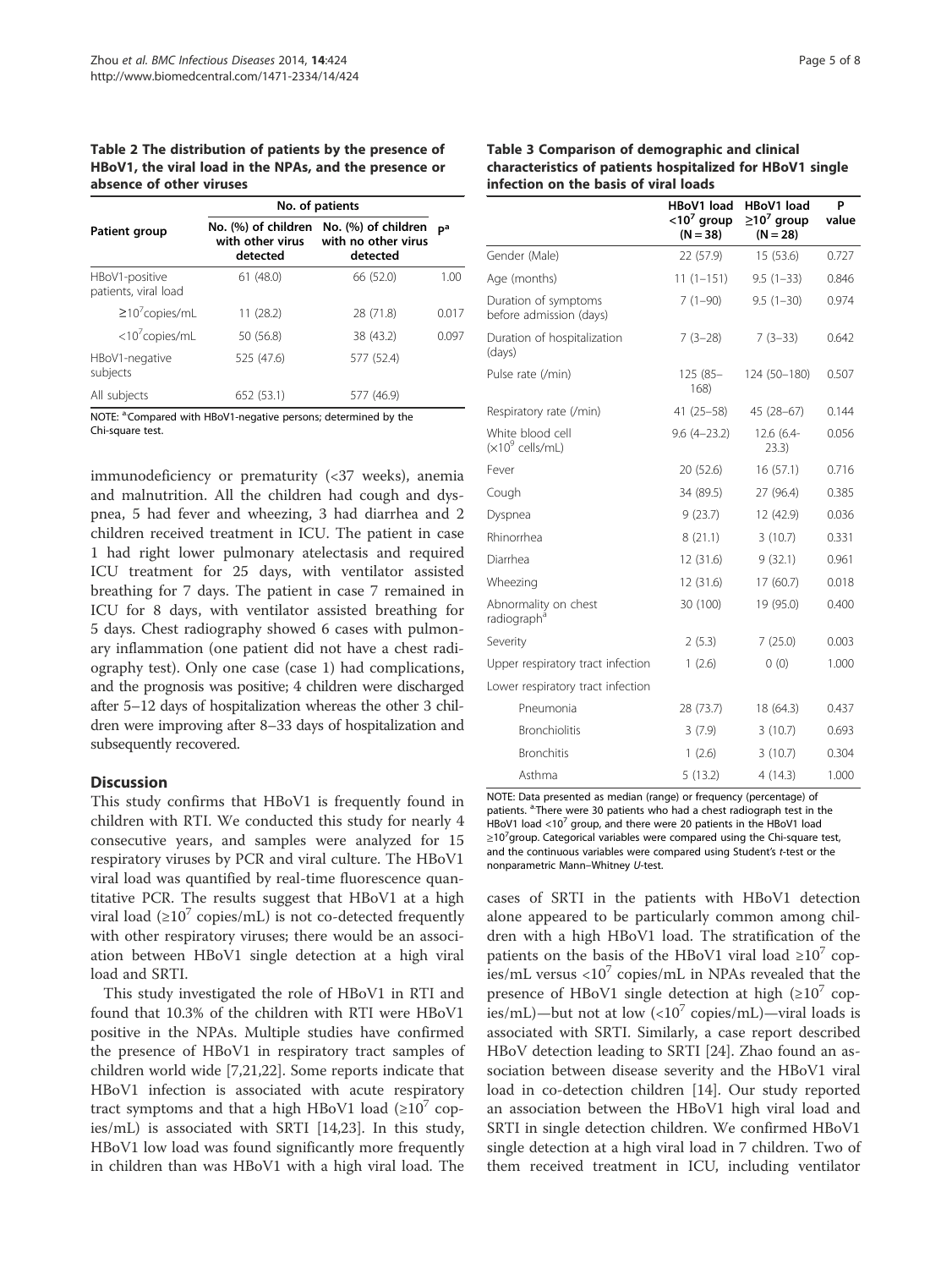**Table 2 The distribution of patients by the presence of HBoV1, the viral load in the NPAs, and the presence or absence of other viruses**

| Patient group | No. of patients | | |
|---|---|---|---|
| | No. (%) of children with other virus detected | No. (%) of children with no other virus detected | P[a] |
| HBoV1-positive patients, viral load | 61 (48.0) | 66 (52.0) | 1.00 |
| $\geq 10^7$copies/mL | 11 (28.2) | 28 (71.8) | 0.017 |
| $<10^7$copies/mL | 50 (56.8) | 38 (43.2) | 0.097 |
| HBoV1-negative subjects | 525 (47.6) | 577 (52.4) | |
| All subjects | 652 (53.1) | 577 (46.9) | |

NOTE: [a]Compared with HBoV1-negative persons; determined by the Chi-square test.

immunodeficiency or prematurity (<37 weeks), anemia and malnutrition. All the children had cough and dyspnea, 5 had fever and wheezing, 3 had diarrhea and 2 children received treatment in ICU. The patient in case 1 had right lower pulmonary atelectasis and required ICU treatment for 25 days, with ventilator assisted breathing for 7 days. The patient in case 7 remained in ICU for 8 days, with ventilator assisted breathing for 5 days. Chest radiography showed 6 cases with pulmonary inflammation (one patient did not have a chest radiography test). Only one case (case 1) had complications, and the prognosis was positive; 4 children were discharged after 5–12 days of hospitalization whereas the other 3 children were improving after 8–33 days of hospitalization and subsequently recovered.

## Discussion

This study confirms that HBoV1 is frequently found in children with RTI. We conducted this study for nearly 4 consecutive years, and samples were analyzed for 15 respiratory viruses by PCR and viral culture. The HBoV1 viral load was quantified by real-time fluorescence quantitative PCR. The results suggest that HBoV1 at a high viral load ($\geq 10^7$ copies/mL) is not co-detected frequently with other respiratory viruses; there would be an association between HBoV1 single detection at a high viral load and SRTI.

This study investigated the role of HBoV1 in RTI and found that 10.3% of the children with RTI were HBoV1 positive in the NPAs. Multiple studies have confirmed the presence of HBoV1 in respiratory tract samples of children world wide [7,21,22]. Some reports indicate that HBoV1 infection is associated with acute respiratory tract symptoms and that a high HBoV1 load ($\geq 10^7$ copies/mL) is associated with SRTI [14,23]. In this study, HBoV1 low load was found significantly more frequently in children than was HBoV1 with a high viral load. The

**Table 3 Comparison of demographic and clinical characteristics of patients hospitalized for HBoV1 single infection on the basis of viral loads**

| | HBoV1 load $<10^7$ group (N = 38) | HBoV1 load $\geq 10^7$ group (N = 28) | P value |
|---|---|---|---|
| Gender (Male) | 22 (57.9) | 15 (53.6) | 0.727 |
| Age (months) | 11 (1–151) | 9.5 (1–33) | 0.846 |
| Duration of symptoms before admission (days) | 7 (1–90) | 9.5 (1–30) | 0.974 |
| Duration of hospitalization (days) | 7 (3–28) | 7 (3–33) | 0.642 |
| Pulse rate (/min) | 125 (85–168) | 124 (50–180) | 0.507 |
| Respiratory rate (/min) | 41 (25–58) | 45 (28–67) | 0.144 |
| White blood cell ($\times 10^9$ cells/mL) | 9.6 (4–23.2) | 12.6 (6.4-23.3) | 0.056 |
| Fever | 20 (52.6) | 16 (57.1) | 0.716 |
| Cough | 34 (89.5) | 27 (96.4) | 0.385 |
| Dyspnea | 9 (23.7) | 12 (42.9) | 0.036 |
| Rhinorrhea | 8 (21.1) | 3 (10.7) | 0.331 |
| Diarrhea | 12 (31.6) | 9 (32.1) | 0.961 |
| Wheezing | 12 (31.6) | 17 (60.7) | 0.018 |
| Abnormality on chest radiograph[a] | 30 (100) | 19 (95.0) | 0.400 |
| Severity | 2 (5.3) | 7 (25.0) | 0.003 |
| Upper respiratory tract infection | 1 (2.6) | 0 (0) | 1.000 |
| Lower respiratory tract infection | | | |
| Pneumonia | 28 (73.7) | 18 (64.3) | 0.437 |
| Bronchiolitis | 3 (7.9) | 3 (10.7) | 0.693 |
| Bronchitis | 1 (2.6) | 3 (10.7) | 0.304 |
| Asthma | 5 (13.2) | 4 (14.3) | 1.000 |

NOTE: Data presented as median (range) or frequency (percentage) of patients. [a]There were 30 patients who had a chest radiograph test in the HBoV1 load $<10^7$ group, and there were 20 patients in the HBoV1 load $\geq 10^7$group. Categorical variables were compared using the Chi-square test, and the continuous variables were compared using Student's *t*-test or the nonparametric Mann–Whitney *U*-test.

cases of SRTI in the patients with HBoV1 detection alone appeared to be particularly common among children with a high HBoV1 load. The stratification of the patients on the basis of the HBoV1 viral load $\geq 10^7$ copies/mL versus $<10^7$ copies/mL in NPAs revealed that the presence of HBoV1 single detection at high ($\geq 10^7$ copies/mL)—but not at low ($<10^7$ copies/mL)—viral loads is associated with SRTI. Similarly, a case report described HBoV detection leading to SRTI [24]. Zhao found an association between disease severity and the HBoV1 viral load in co-detection children [14]. Our study reported an association between the HBoV1 high viral load and SRTI in single detection children. We confirmed HBoV1 single detection at a high viral load in 7 children. Two of them received treatment in ICU, including ventilator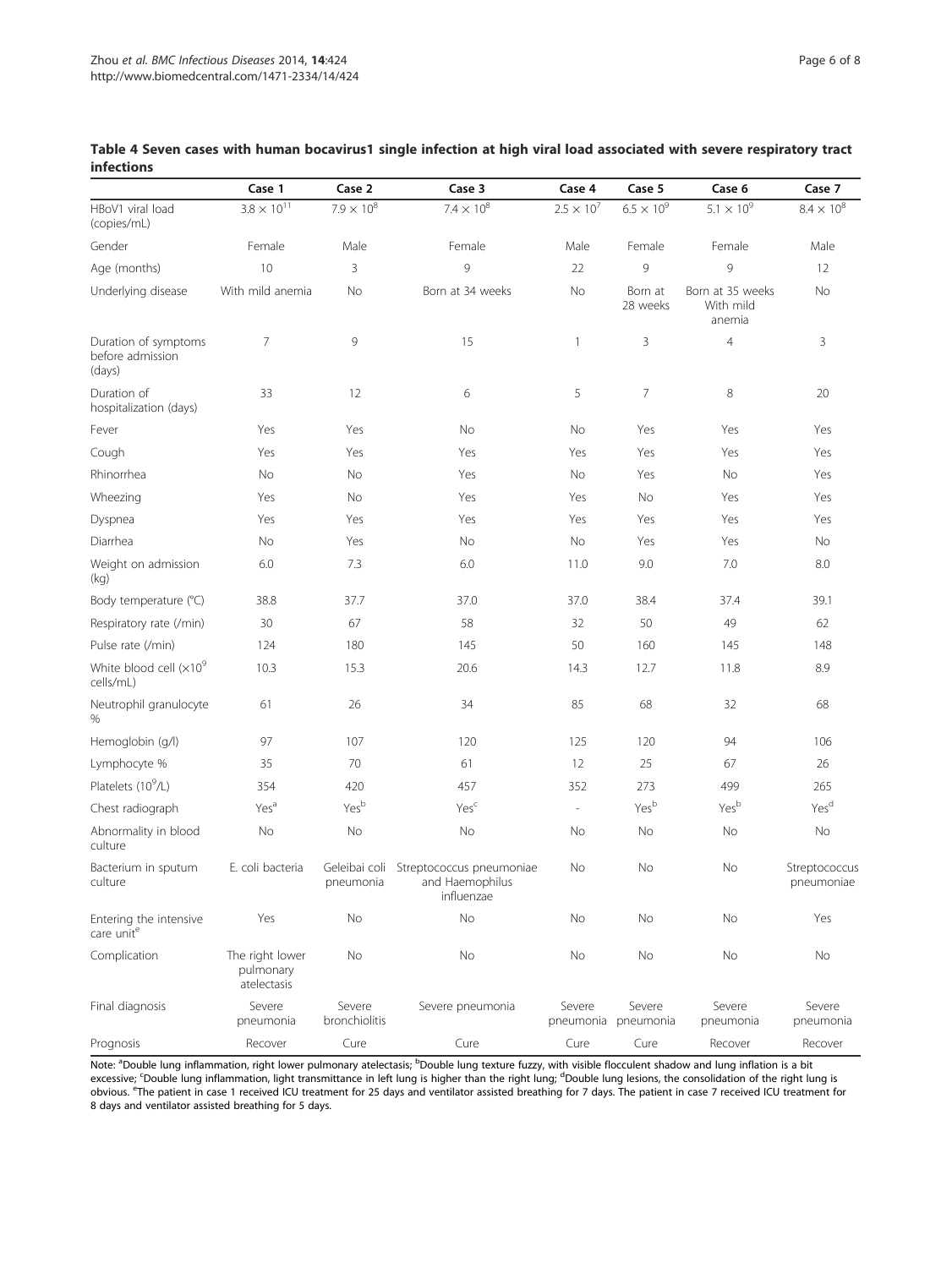**Table 4 Seven cases with human bocavirus1 single infection at high viral load associated with severe respiratory tract infections**

| | Case 1 | Case 2 | Case 3 | Case 4 | Case 5 | Case 6 | Case 7 |
|---|---|---|---|---|---|---|---|
| HBoV1 viral load (copies/mL) | $3.8 \times 10^{11}$ | $7.9 \times 10^{8}$ | $7.4 \times 10^{8}$ | $2.5 \times 10^{7}$ | $6.5 \times 10^{9}$ | $5.1 \times 10^{9}$ | $8.4 \times 10^{8}$ |
| Gender | Female | Male | Female | Male | Female | Female | Male |
| Age (months) | 10 | 3 | 9 | 22 | 9 | 9 | 12 |
| Underlying disease | With mild anemia | No | Born at 34 weeks | No | Born at 28 weeks | Born at 35 weeks With mild anemia | No |
| Duration of symptoms before admission (days) | 7 | 9 | 15 | 1 | 3 | 4 | 3 |
| Duration of hospitalization (days) | 33 | 12 | 6 | 5 | 7 | 8 | 20 |
| Fever | Yes | Yes | No | No | Yes | Yes | Yes |
| Cough | Yes | Yes | Yes | Yes | Yes | Yes | Yes |
| Rhinorrhea | No | No | Yes | No | Yes | No | Yes |
| Wheezing | Yes | No | Yes | Yes | No | Yes | Yes |
| Dyspnea | Yes | Yes | Yes | Yes | Yes | Yes | Yes |
| Diarrhea | No | Yes | No | No | Yes | Yes | No |
| Weight on admission (kg) | 6.0 | 7.3 | 6.0 | 11.0 | 9.0 | 7.0 | 8.0 |
| Body temperature (°C) | 38.8 | 37.7 | 37.0 | 37.0 | 38.4 | 37.4 | 39.1 |
| Respiratory rate (/min) | 30 | 67 | 58 | 32 | 50 | 49 | 62 |
| Pulse rate (/min) | 124 | 180 | 145 | 50 | 160 | 145 | 148 |
| White blood cell ($\times 10^{9}$ cells/mL) | 10.3 | 15.3 | 20.6 | 14.3 | 12.7 | 11.8 | 8.9 |
| Neutrophil granulocyte % | 61 | 26 | 34 | 85 | 68 | 32 | 68 |
| Hemoglobin (g/l) | 97 | 107 | 120 | 125 | 120 | 94 | 106 |
| Lymphocyte % | 35 | 70 | 61 | 12 | 25 | 67 | 26 |
| Platelets ($10^{9}$/L) | 354 | 420 | 457 | 352 | 273 | 499 | 265 |
| Chest radiograph | Yes[a] | Yes[b] | Yes[c] | - | Yes[b] | Yes[b] | Yes[d] |
| Abnormality in blood culture | No | No | No | No | No | No | No |
| Bacterium in sputum culture | E. coli bacteria | Geleibai coli pneumonia | Streptococcus pneumoniae and Haemophilus influenzae | No | No | No | Streptococcus pneumoniae |
| Entering the intensive care unit[e] | Yes | No | No | No | No | No | Yes |
| Complication | The right lower pulmonary atelectasis | No | No | No | No | No | No |
| Final diagnosis | Severe pneumonia | Severe bronchiolitis | Severe pneumonia | Severe pneumonia | Severe pneumonia | Severe pneumonia | Severe pneumonia |
| Prognosis | Recover | Cure | Cure | Cure | Cure | Recover | Recover |

Note: [a]Double lung inflammation, right lower pulmonary atelectasis; [b]Double lung texture fuzzy, with visible flocculent shadow and lung inflation is a bit excessive; [c]Double lung inflammation, light transmittance in left lung is higher than the right lung; [d]Double lung lesions, the consolidation of the right lung is obvious. [e]The patient in case 1 received ICU treatment for 25 days and ventilator assisted breathing for 7 days. The patient in case 7 received ICU treatment for 8 days and ventilator assisted breathing for 5 days.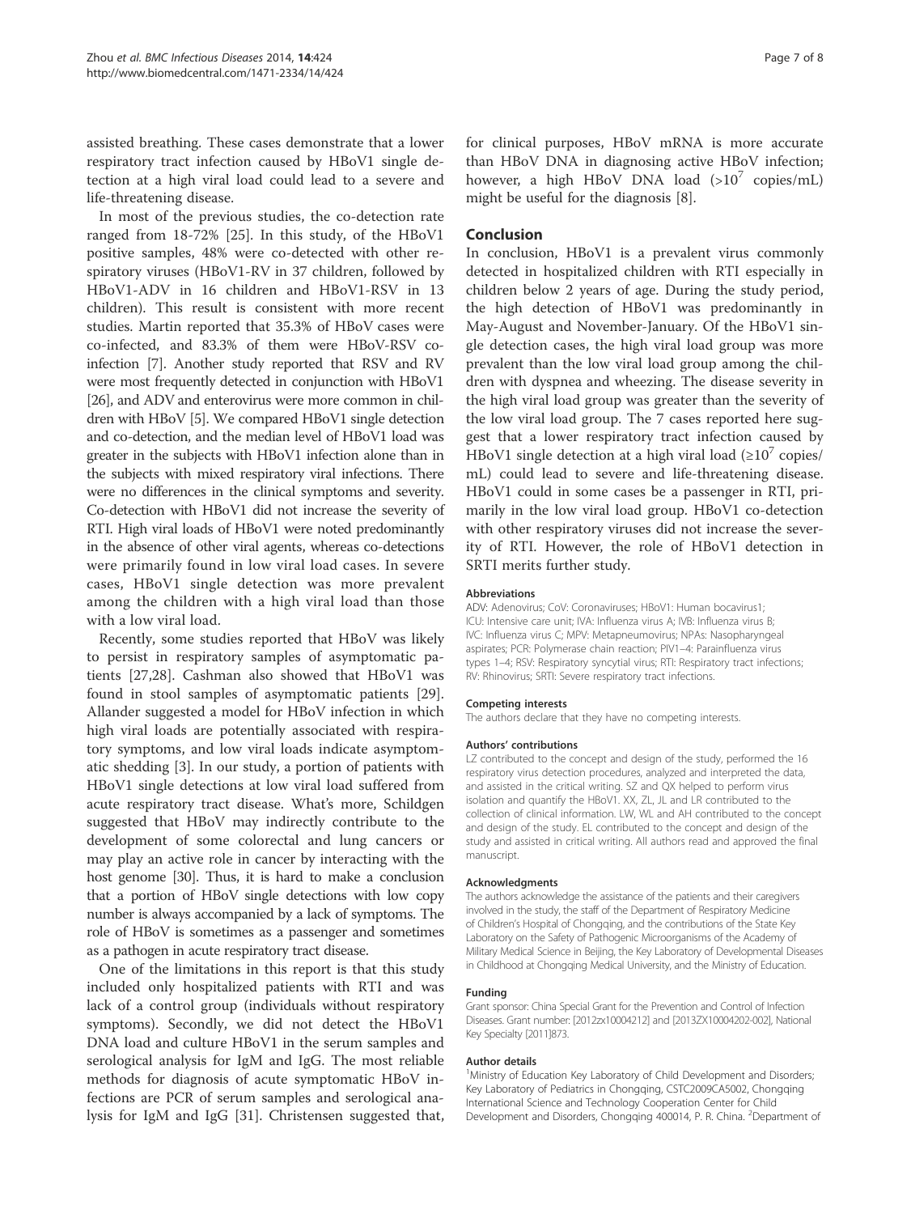assisted breathing. These cases demonstrate that a lower respiratory tract infection caused by HBoV1 single detection at a high viral load could lead to a severe and life-threatening disease.

In most of the previous studies, the co-detection rate ranged from 18-72% [25]. In this study, of the HBoV1 positive samples, 48% were co-detected with other respiratory viruses (HBoV1-RV in 37 children, followed by HBoV1-ADV in 16 children and HBoV1-RSV in 13 children). This result is consistent with more recent studies. Martin reported that 35.3% of HBoV cases were co-infected, and 83.3% of them were HBoV-RSV coinfection [7]. Another study reported that RSV and RV were most frequently detected in conjunction with HBoV1 [26], and ADV and enterovirus were more common in children with HBoV [5]. We compared HBoV1 single detection and co-detection, and the median level of HBoV1 load was greater in the subjects with HBoV1 infection alone than in the subjects with mixed respiratory viral infections. There were no differences in the clinical symptoms and severity. Co-detection with HBoV1 did not increase the severity of RTI. High viral loads of HBoV1 were noted predominantly in the absence of other viral agents, whereas co-detections were primarily found in low viral load cases. In severe cases, HBoV1 single detection was more prevalent among the children with a high viral load than those with a low viral load.

Recently, some studies reported that HBoV was likely to persist in respiratory samples of asymptomatic patients [27,28]. Cashman also showed that HBoV1 was found in stool samples of asymptomatic patients [29]. Allander suggested a model for HBoV infection in which high viral loads are potentially associated with respiratory symptoms, and low viral loads indicate asymptomatic shedding [3]. In our study, a portion of patients with HBoV1 single detections at low viral load suffered from acute respiratory tract disease. What's more, Schildgen suggested that HBoV may indirectly contribute to the development of some colorectal and lung cancers or may play an active role in cancer by interacting with the host genome [30]. Thus, it is hard to make a conclusion that a portion of HBoV single detections with low copy number is always accompanied by a lack of symptoms. The role of HBoV is sometimes as a passenger and sometimes as a pathogen in acute respiratory tract disease.

One of the limitations in this report is that this study included only hospitalized patients with RTI and was lack of a control group (individuals without respiratory symptoms). Secondly, we did not detect the HBoV1 DNA load and culture HBoV1 in the serum samples and serological analysis for IgM and IgG. The most reliable methods for diagnosis of acute symptomatic HBoV infections are PCR of serum samples and serological analysis for IgM and IgG [31]. Christensen suggested that, for clinical purposes, HBoV mRNA is more accurate than HBoV DNA in diagnosing active HBoV infection; however, a high HBoV DNA load ($>10^7$ copies/mL) might be useful for the diagnosis [8].

## Conclusion

In conclusion, HBoV1 is a prevalent virus commonly detected in hospitalized children with RTI especially in children below 2 years of age. During the study period, the high detection of HBoV1 was predominantly in May-August and November-January. Of the HBoV1 single detection cases, the high viral load group was more prevalent than the low viral load group among the children with dyspnea and wheezing. The disease severity in the high viral load group was greater than the severity of the low viral load group. The 7 cases reported here suggest that a lower respiratory tract infection caused by HBoV1 single detection at a high viral load ($\geq 10^7$ copies/mL) could lead to severe and life-threatening disease. HBoV1 could in some cases be a passenger in RTI, primarily in the low viral load group. HBoV1 co-detection with other respiratory viruses did not increase the severity of RTI. However, the role of HBoV1 detection in SRTI merits further study.

#### Abbreviations

ADV: Adenovirus; CoV: Coronaviruses; HBoV1: Human bocavirus1; ICU: Intensive care unit; IVA: Influenza virus A; IVB: Influenza virus B; IVC: Influenza virus C; MPV: Metapneumovirus; NPAs: Nasopharyngeal aspirates; PCR: Polymerase chain reaction; PIV1–4: Parainfluenza virus types 1–4; RSV: Respiratory syncytial virus; RTI: Respiratory tract infections; RV: Rhinovirus; SRTI: Severe respiratory tract infections.

#### Competing interests

The authors declare that they have no competing interests.

#### Authors' contributions

LZ contributed to the concept and design of the study, performed the 16 respiratory virus detection procedures, analyzed and interpreted the data, and assisted in the critical writing. SZ and QX helped to perform virus isolation and quantify the HBoV1. XX, ZL, JL and LR contributed to the collection of clinical information. LW, WL and AH contributed to the concept and design of the study. EL contributed to the concept and design of the study and assisted in critical writing. All authors read and approved the final manuscript.

#### Acknowledgments

The authors acknowledge the assistance of the patients and their caregivers involved in the study, the staff of the Department of Respiratory Medicine of Children's Hospital of Chongqing, and the contributions of the State Key Laboratory on the Safety of Pathogenic Microorganisms of the Academy of Military Medical Science in Beijing, the Key Laboratory of Developmental Diseases in Childhood at Chongqing Medical University, and the Ministry of Education.

#### Funding

Grant sponsor: China Special Grant for the Prevention and Control of Infection Diseases. Grant number: [2012zx10004212] and [2013ZX10004202-002], National Key Specialty [2011]873.

#### Author details

[1]Ministry of Education Key Laboratory of Child Development and Disorders; Key Laboratory of Pediatrics in Chongqing, CSTC2009CA5002, Chongqing International Science and Technology Cooperation Center for Child Development and Disorders, Chongqing 400014, P. R. China. [2]Department of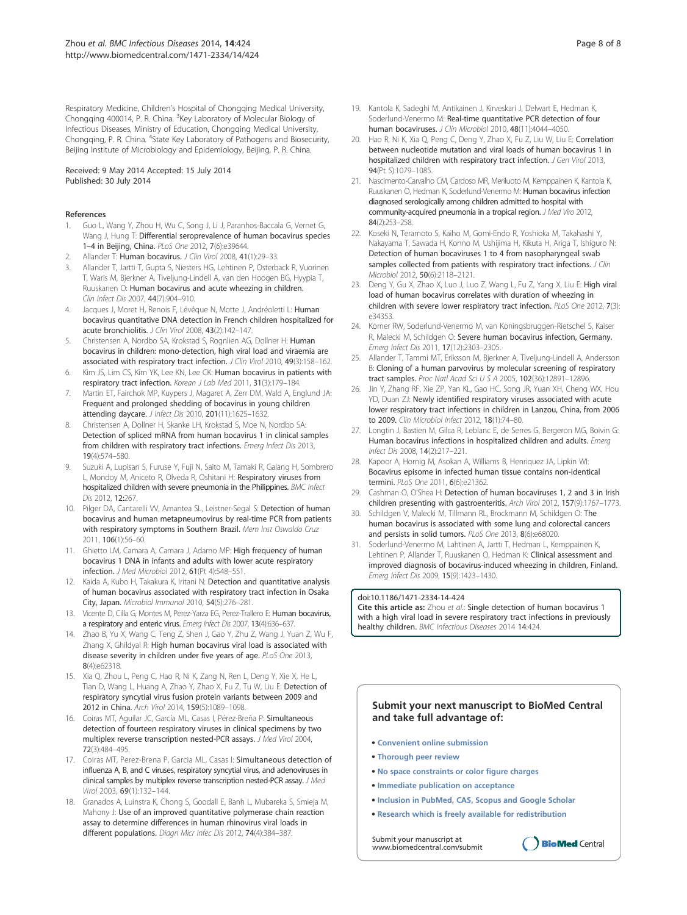Respiratory Medicine, Children's Hospital of Chongqing Medical University, Chongqing 400014, P. R. China. [3]Key Laboratory of Molecular Biology of Infectious Diseases, Ministry of Education, Chongqing Medical University, Chongqing, P. R. China. [4]State Key Laboratory of Pathogens and Biosecurity, Beijing Institute of Microbiology and Epidemiology, Beijing, P. R. China.

Received: 9 May 2014 Accepted: 15 July 2014
Published: 30 July 2014

## References

1. Guo L, Wang Y, Zhou H, Wu C, Song J, Li J, Paranhos-Baccala G, Vernet G, Wang J, Hung T: **Differential seroprevalence of human bocavirus species 1–4 in Beijing, China.** *PLoS One* 2012, **7**(6):e39644.
2. Allander T: **Human bocavirus.** *J Clin Virol* 2008, **41**(1):29–33.
3. Allander T, Jartti T, Gupta S, Niesters HG, Lehtinen P, Osterback R, Vuorinen T, Waris M, Bjerkner A, Tiveljung-Lindell A, van den Hoogen BG, Hyypia T, Ruuskanen O: **Human bocavirus and acute wheezing in children.** *Clin Infect Dis* 2007, **44**(7):904–910.
4. Jacques J, Moret H, Renois F, Lévêque N, Motte J, Andréoletti L: **Human bocavirus quantitative DNA detection in French children hospitalized for acute bronchiolitis.** *J Clin Virol* 2008, **43**(2):142–147.
5. Christensen A, Nordbo SA, Krokstad S, Rognlien AG, Dollner H: **Human bocavirus in children: mono-detection, high viral load and viraemia are associated with respiratory tract infection.** *J Clin Virol* 2010, **49**(3):158–162.
6. Kim JS, Lim CS, Kim YK, Lee KN, Lee CK: **Human bocavirus in patients with respiratory tract infection.** *Korean J Lab Med* 2011, **31**(3):179–184.
7. Martin ET, Fairchok MP, Kuypers J, Magaret A, Zerr DM, Wald A, Englund JA: **Frequent and prolonged shedding of bocavirus in young children attending daycare.** *J Infect Dis* 2010, **201**(11):1625–1632.
8. Christensen A, Dollner H, Skanke LH, Krokstad S, Moe N, Nordbo SA: **Detection of spliced mRNA from human bocavirus 1 in clinical samples from children with respiratory tract infections.** *Emerg Infect Dis* 2013, **19**(4):574–580.
9. Suzuki A, Lupisan S, Furuse Y, Fuji N, Saito M, Tamaki R, Galang H, Sombrero L, Mondoy M, Aniceto R, Olveda R, Oshitani H: **Respiratory viruses from hospitalized children with severe pneumonia in the Philippines.** *BMC Infect Dis* 2012, **12**:267.
10. Pilger DA, Cantarelli VV, Amantea SL, Leistner-Segal S: **Detection of human bocavirus and human metapneumovirus by real-time PCR from patients with respiratory symptoms in Southern Brazil.** *Mem Inst Oswaldo Cruz* 2011, **106**(1):56–60.
11. Ghietto LM, Camara A, Camara J, Adamo MP: **High frequency of human bocavirus 1 DNA in infants and adults with lower acute respiratory infection.** *J Med Microbiol* 2012, **61**(Pt 4):548–551.
12. Kaida A, Kubo H, Takakura K, Iritani N: **Detection and quantitative analysis of human bocavirus associated with respiratory tract infection in Osaka City, Japan.** *Microbiol Immunol* 2010, **54**(5):276–281.
13. Vicente D, Cilla G, Montes M, Perez-Yarza EG, Perez-Trallero E: **Human bocavirus, a respiratory and enteric virus.** *Emerg Infect Dis* 2007, **13**(4):636–637.
14. Zhao B, Yu X, Wang C, Teng Z, Shen J, Gao Y, Zhu Z, Wang J, Yuan Z, Wu F, Zhang X, Ghildyal R: **High human bocavirus viral load is associated with disease severity in children under five years of age.** *PLoS One* 2013, **8**(4):e62318.
15. Xia Q, Zhou L, Peng C, Hao R, Ni K, Zang N, Ren L, Deng Y, Xie X, He L, Tian D, Wang L, Huang A, Zhao Y, Zhao X, Fu Z, Tu W, Liu E: **Detection of respiratory syncytial virus fusion protein variants between 2009 and 2012 in China.** *Arch Virol* 2014, **159**(5):1089–1098.
16. Coiras MT, Aguilar JC, García ML, Casas I, Pérez-Breña P: **Simultaneous detection of fourteen respiratory viruses in clinical specimens by two multiplex reverse transcription nested-PCR assays.** *J Med Virol* 2004, **72**(3):484–495.
17. Coiras MT, Perez-Brena P, Garcia ML, Casas I: **Simultaneous detection of influenza A, B, and C viruses, respiratory syncytial virus, and adenoviruses in clinical samples by multiplex reverse transcription nested-PCR assay.** *J Med Virol* 2003, **69**(1):132–144.
18. Granados A, Luinstra K, Chong S, Goodall E, Banh L, Mubareka S, Smieja M, Mahony J: **Use of an improved quantitative polymerase chain reaction assay to determine differences in human rhinovirus viral loads in different populations.** *Diagn Micr Infec Dis* 2012, **74**(4):384–387.
19. Kantola K, Sadeghi M, Antikainen J, Kirveskari J, Delwart E, Hedman K, Soderlund-Venermo M: **Real-time quantitative PCR detection of four human bocaviruses.** *J Clin Microbiol* 2010, **48**(11):4044–4050.
20. Hao R, Ni K, Xia Q, Peng C, Deng Y, Zhao X, Fu Z, Liu W, Liu E: **Correlation between nucleotide mutation and viral loads of human bocavirus 1 in hospitalized children with respiratory tract infection.** *J Gen Virol* 2013, **94**(Pt 5):1079–1085.
21. Nascimento-Carvalho CM, Cardoso MR, Meriluoto M, Kemppainen K, Kantola K, Ruuskanen O, Hedman K, Soderlund-Venermo M: **Human bocavirus infection diagnosed serologically among children admitted to hospital with community-acquired pneumonia in a tropical region.** *J Med Viro* 2012, **84**(2):253–258.
22. Koseki N, Teramoto S, Kaiho M, Gomi-Endo R, Yoshioka M, Takahashi Y, Nakayama T, Sawada H, Konno M, Ushijima H, Kikuta H, Ariga T, Ishiguro N: **Detection of human bocaviruses 1 to 4 from nasopharyngeal swab samples collected from patients with respiratory tract infections.** *J Clin Microbiol* 2012, **50**(6):2118–2121.
23. Deng Y, Gu X, Zhao X, Luo J, Luo Z, Wang L, Fu Z, Yang X, Liu E: **High viral load of human bocavirus correlates with duration of wheezing in children with severe lower respiratory tract infection.** *PLoS One* 2012, **7**(3):e34353.
24. Korner RW, Soderlund-Venermo M, van Koningsbruggen-Rietschel S, Kaiser R, Malecki M, Schildgen O: **Severe human bocavirus infection, Germany.** *Emerg Infect Dis* 2011, **17**(12):2303–2305.
25. Allander T, Tammi MT, Eriksson M, Bjerkner A, Tiveljung-Lindell A, Andersson B: **Cloning of a human parvovirus by molecular screening of respiratory tract samples.** *Proc Natl Acad Sci U S A* 2005, **102**(36):12891–12896.
26. Jin Y, Zhang RF, Xie ZP, Yan KL, Gao HC, Song JR, Yuan XH, Cheng WX, Hou YD, Duan ZJ: **Newly identified respiratory viruses associated with acute lower respiratory tract infections in children in Lanzou, China, from 2006 to 2009.** *Clin Microbiol Infect* 2012, **18**(1):74–80.
27. Longtin J, Bastien M, Gilca R, Leblanc E, de Serres G, Bergeron MG, Boivin G: **Human bocavirus infections in hospitalized children and adults.** *Emerg Infect Dis* 2008, **14**(2):217–221.
28. Kapoor A, Hornig M, Asokan A, Williams B, Henriquez JA, Lipkin WI: **Bocavirus episome in infected human tissue contains non-identical termini.** *PLoS One* 2011, **6**(6):e21362.
29. Cashman O, O'Shea H: **Detection of human bocaviruses 1, 2 and 3 in Irish children presenting with gastroenteritis.** *Arch Virol* 2012, **157**(9):1767–1773.
30. Schildgen V, Malecki M, Tillmann RL, Brockmann M, Schildgen O: **The human bocavirus is associated with some lung and colorectal cancers and persists in solid tumors.** *PLoS One* 2013, **8**(6):e68020.
31. Soderlund-Venermo M, Lahtinen A, Jartti T, Hedman L, Kemppainen K, Lehtinen P, Allander T, Ruuskanen O, Hedman K: **Clinical assessment and improved diagnosis of bocavirus-induced wheezing in children, Finland.** *Emerg Infect Dis* 2009, **15**(9):1423–1430.

doi:10.1186/1471-2334-14-424
**Cite this article as:** Zhou *et al.*: Single detection of human bocavirus 1 with a high viral load in severe respiratory tract infections in previously healthy children. *BMC Infectious Diseases* 2014 **14**:424.

**Submit your next manuscript to BioMed Central and take full advantage of:**

- **Convenient online submission**
- **Thorough peer review**
- **No space constraints or color figure charges**
- **Immediate publication on acceptance**
- **Inclusion in PubMed, CAS, Scopus and Google Scholar**
- **Research which is freely available for redistribution**

Submit your manuscript at
www.biomedcentral.com/submit

BioMed Central